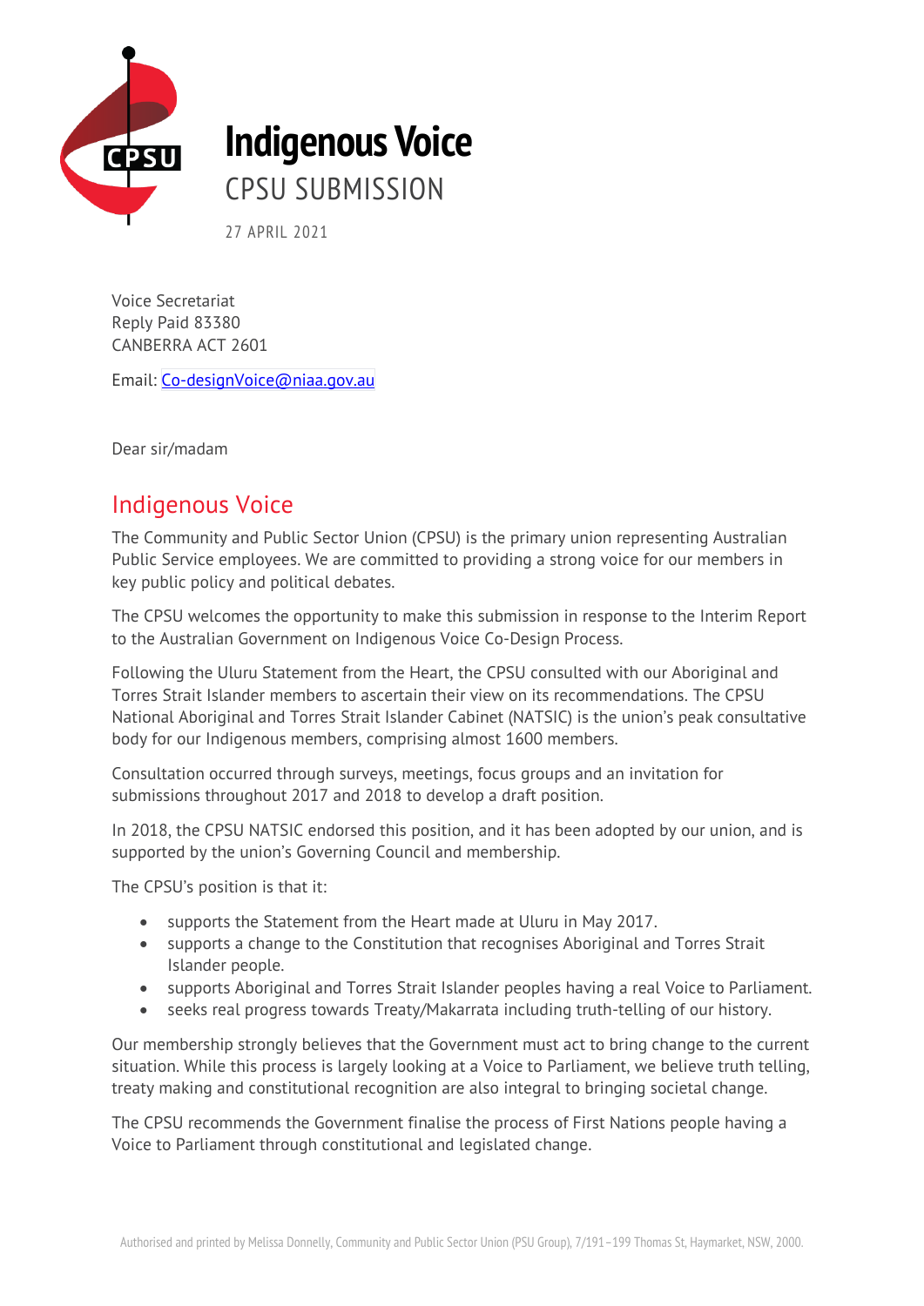# Indigenous Voice

CPSU SUBMISSION

27 APRIL 2021

Voice Secretariat
Reply Paid 83380
CANBERRA ACT 2601

Email: Co-designVoice@niaa.gov.au

Dear sir/madam

## Indigenous Voice

The Community and Public Sector Union (CPSU) is the primary union representing Australian Public Service employees. We are committed to providing a strong voice for our members in key public policy and political debates.

The CPSU welcomes the opportunity to make this submission in response to the Interim Report to the Australian Government on Indigenous Voice Co-Design Process.

Following the Uluru Statement from the Heart, the CPSU consulted with our Aboriginal and Torres Strait Islander members to ascertain their view on its recommendations. The CPSU National Aboriginal and Torres Strait Islander Cabinet (NATSIC) is the union's peak consultative body for our Indigenous members, comprising almost 1600 members.

Consultation occurred through surveys, meetings, focus groups and an invitation for submissions throughout 2017 and 2018 to develop a draft position.

In 2018, the CPSU NATSIC endorsed this position, and it has been adopted by our union, and is supported by the union's Governing Council and membership.

The CPSU's position is that it:

- supports the Statement from the Heart made at Uluru in May 2017.
- supports a change to the Constitution that recognises Aboriginal and Torres Strait Islander people.
- supports Aboriginal and Torres Strait Islander peoples having a real Voice to Parliament.
- seeks real progress towards Treaty/Makarrata including truth-telling of our history.

Our membership strongly believes that the Government must act to bring change to the current situation. While this process is largely looking at a Voice to Parliament, we believe truth telling, treaty making and constitutional recognition are also integral to bringing societal change.

The CPSU recommends the Government finalise the process of First Nations people having a Voice to Parliament through constitutional and legislated change.

Authorised and printed by Melissa Donnelly, Community and Public Sector Union (PSU Group), 7/191–199 Thomas St, Haymarket, NSW, 2000.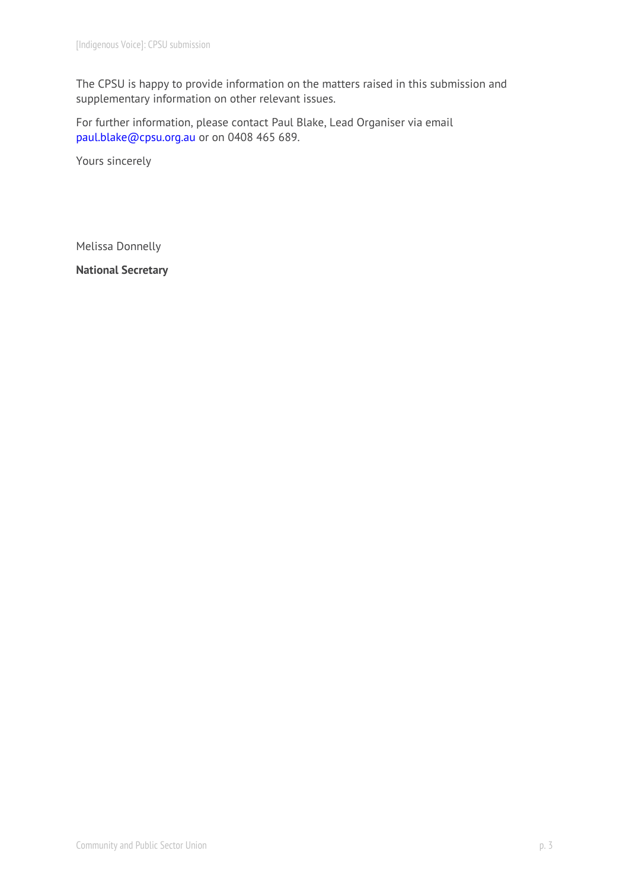The CPSU is happy to provide information on the matters raised in this submission and supplementary information on other relevant issues.

For further information, please contact Paul Blake, Lead Organiser via email paul.blake@cpsu.org.au or on 0408 465 689.

Yours sincerely

Melissa Donnelly

**National Secretary**